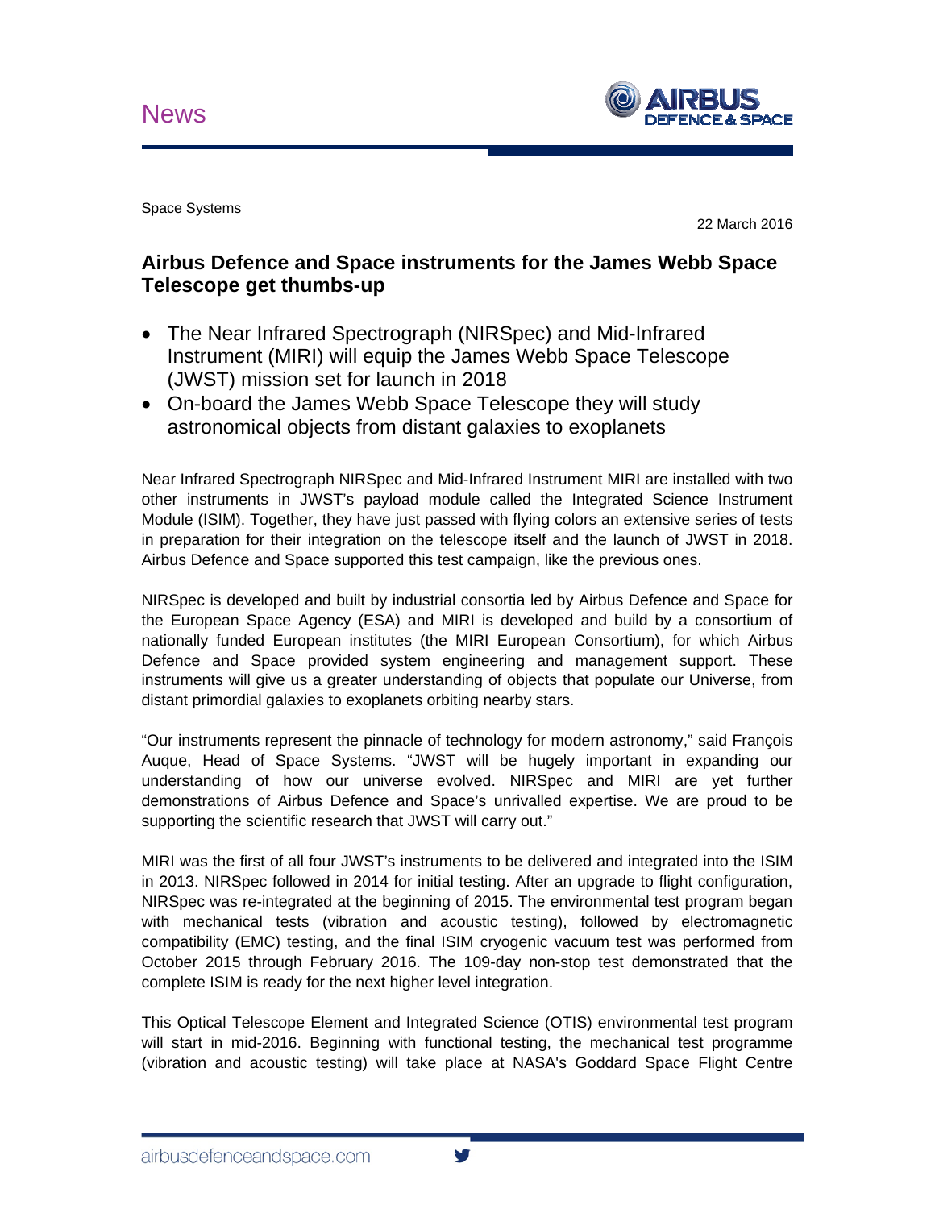News

Space Systems

22 March 2016

# Airbus Defence and Space instruments for the James Webb Space Telescope get thumbs-up

- The Near Infrared Spectrograph (NIRSpec) and Mid-Infrared Instrument (MIRI) will equip the James Webb Space Telescope (JWST) mission set for launch in 2018
- On-board the James Webb Space Telescope they will study astronomical objects from distant galaxies to exoplanets

Near Infrared Spectrograph NIRSpec and Mid-Infrared Instrument MIRI are installed with two other instruments in JWST's payload module called the Integrated Science Instrument Module (ISIM). Together, they have just passed with flying colors an extensive series of tests in preparation for their integration on the telescope itself and the launch of JWST in 2018. Airbus Defence and Space supported this test campaign, like the previous ones.

NIRSpec is developed and built by industrial consortia led by Airbus Defence and Space for the European Space Agency (ESA) and MIRI is developed and build by a consortium of nationally funded European institutes (the MIRI European Consortium), for which Airbus Defence and Space provided system engineering and management support. These instruments will give us a greater understanding of objects that populate our Universe, from distant primordial galaxies to exoplanets orbiting nearby stars.

"Our instruments represent the pinnacle of technology for modern astronomy," said François Auque, Head of Space Systems. "JWST will be hugely important in expanding our understanding of how our universe evolved. NIRSpec and MIRI are yet further demonstrations of Airbus Defence and Space's unrivalled expertise. We are proud to be supporting the scientific research that JWST will carry out."

MIRI was the first of all four JWST's instruments to be delivered and integrated into the ISIM in 2013. NIRSpec followed in 2014 for initial testing. After an upgrade to flight configuration, NIRSpec was re-integrated at the beginning of 2015. The environmental test program began with mechanical tests (vibration and acoustic testing), followed by electromagnetic compatibility (EMC) testing, and the final ISIM cryogenic vacuum test was performed from October 2015 through February 2016. The 109-day non-stop test demonstrated that the complete ISIM is ready for the next higher level integration.

This Optical Telescope Element and Integrated Science (OTIS) environmental test program will start in mid-2016. Beginning with functional testing, the mechanical test programme (vibration and acoustic testing) will take place at NASA's Goddard Space Flight Centre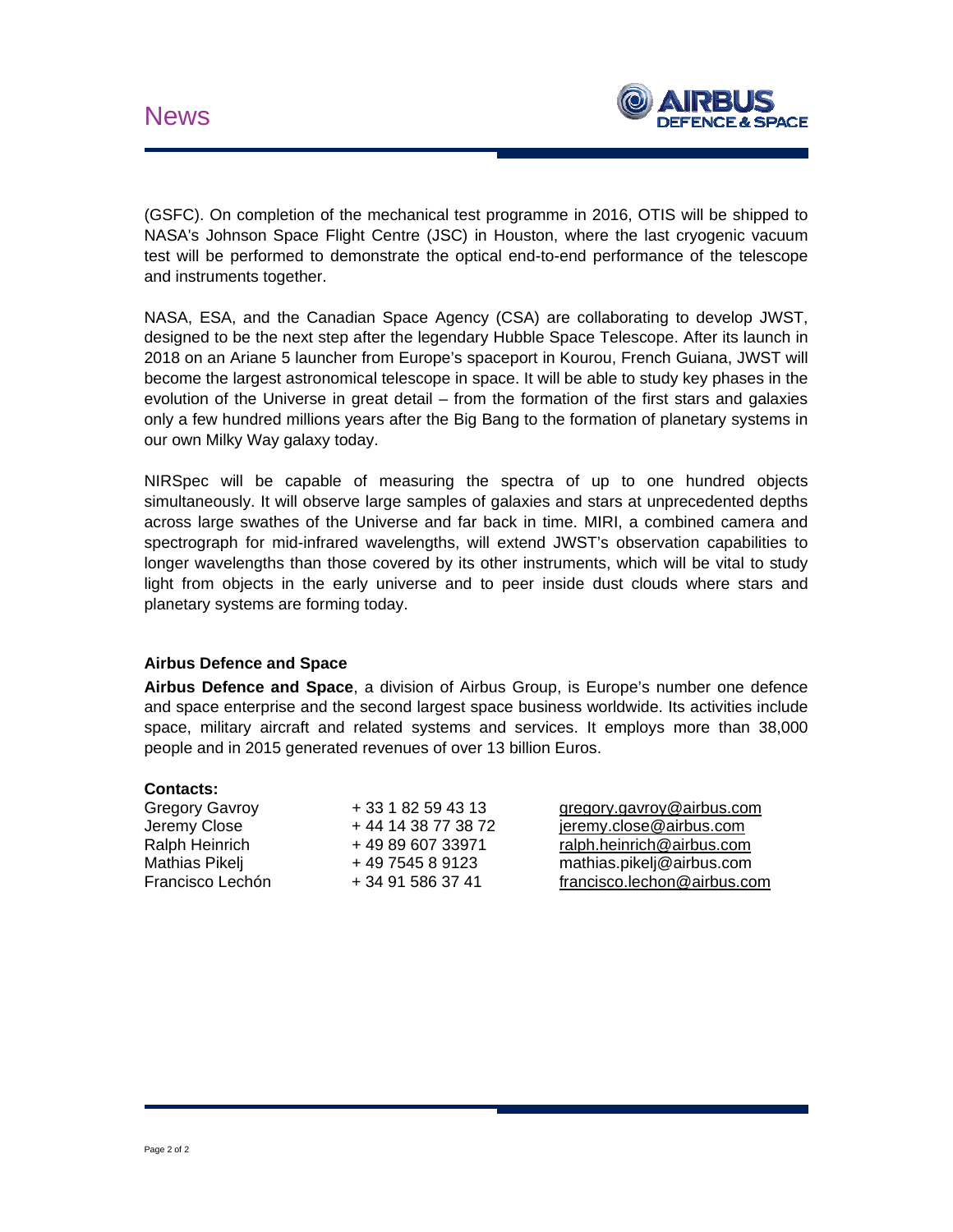(GSFC). On completion of the mechanical test programme in 2016, OTIS will be shipped to NASA's Johnson Space Flight Centre (JSC) in Houston, where the last cryogenic vacuum test will be performed to demonstrate the optical end-to-end performance of the telescope and instruments together.

NASA, ESA, and the Canadian Space Agency (CSA) are collaborating to develop JWST, designed to be the next step after the legendary Hubble Space Telescope. After its launch in 2018 on an Ariane 5 launcher from Europe's spaceport in Kourou, French Guiana, JWST will become the largest astronomical telescope in space. It will be able to study key phases in the evolution of the Universe in great detail – from the formation of the first stars and galaxies only a few hundred millions years after the Big Bang to the formation of planetary systems in our own Milky Way galaxy today.

NIRSpec will be capable of measuring the spectra of up to one hundred objects simultaneously. It will observe large samples of galaxies and stars at unprecedented depths across large swathes of the Universe and far back in time. MIRI, a combined camera and spectrograph for mid-infrared wavelengths, will extend JWST's observation capabilities to longer wavelengths than those covered by its other instruments, which will be vital to study light from objects in the early universe and to peer inside dust clouds where stars and planetary systems are forming today.

**Airbus Defence and Space**

**Airbus Defence and Space**, a division of Airbus Group, is Europe's number one defence and space enterprise and the second largest space business worldwide. Its activities include space, military aircraft and related systems and services. It employs more than 38,000 people and in 2015 generated revenues of over 13 billion Euros.

**Contacts:**

| | | |
|---|---|---|
| Gregory Gavroy | + 33 1 82 59 43 13 | gregory.gavroy@airbus.com |
| Jeremy Close | + 44 14 38 77 38 72 | jeremy.close@airbus.com |
| Ralph Heinrich | + 49 89 607 33971 | ralph.heinrich@airbus.com |
| Mathias Pikelj | + 49 7545 8 9123 | mathias.pikelj@airbus.com |
| Francisco Lechón | + 34 91 586 37 41 | francisco.lechon@airbus.com |